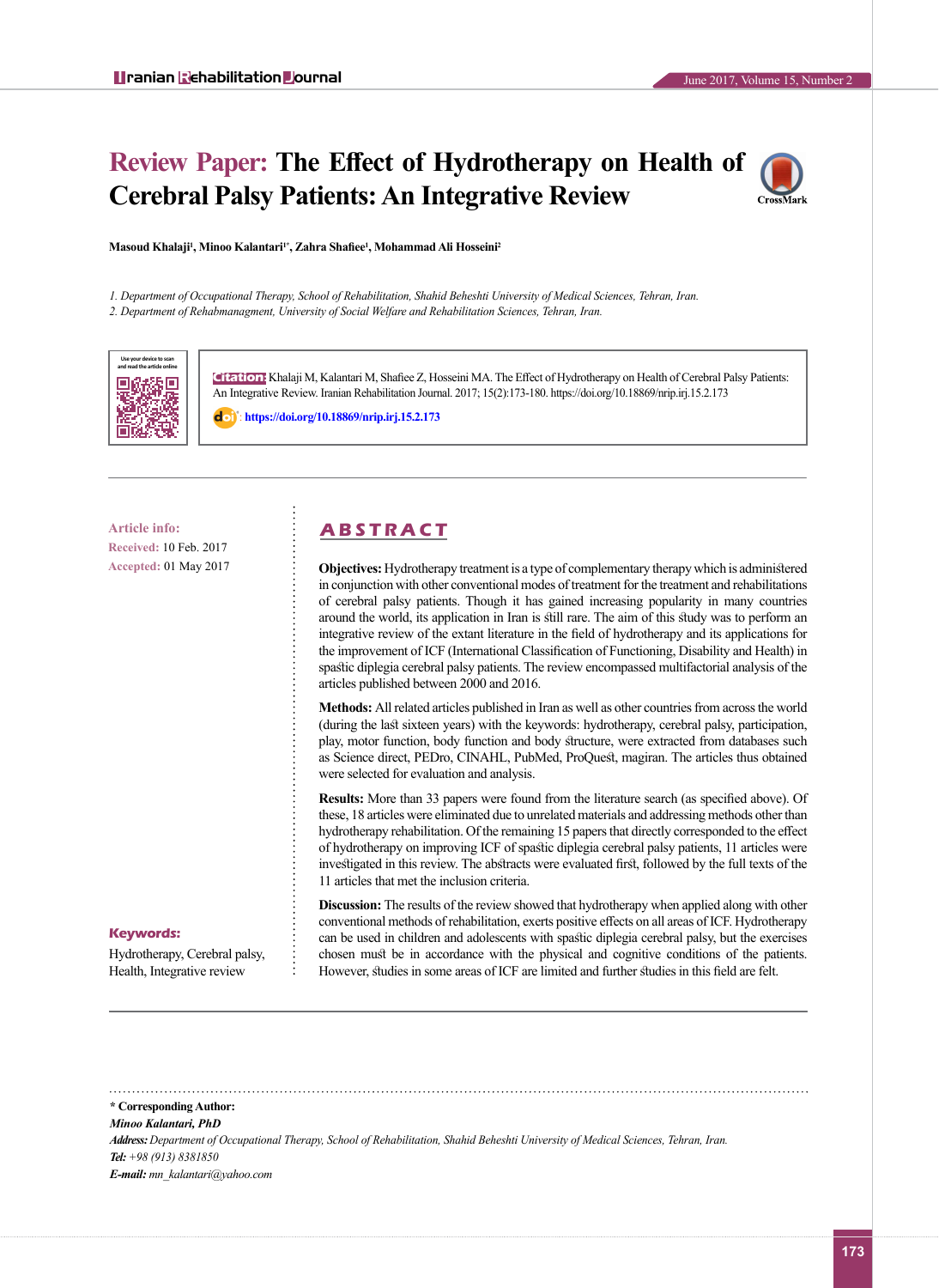# Review Paper: The Effect of Hydrotherapy on Health of Cerebral Palsy Patients: An Integrative Review

**Masoud Khalaji[1], Minoo Kalantari[1*], Zahra Shafiee[1], Mohammad Ali Hosseini[2]**

*1. Department of Occupational Therapy, School of Rehabilitation, Shahid Beheshti University of Medical Sciences, Tehran, Iran.*
*2. Department of Rehabmanagment, University of Social Welfare and Rehabilitation Sciences, Tehran, Iran.*

**Citation:** Khalaji M, Kalantari M, Shafiee Z, Hosseini MA. The Effect of Hydrotherapy on Health of Cerebral Palsy Patients: An Integrative Review. Iranian Rehabilitation Journal. 2017; 15(2):173-180. https://doi.org/10.18869/nrip.irj.15.2.173

**doi:** https://doi.org/10.18869/nrip.irj.15.2.173

**Article info:**
Received: 10 Feb. 2017
Accepted: 01 May 2017

## ABSTRACT

**Objectives:** Hydrotherapy treatment is a type of complementary therapy which is administered in conjunction with other conventional modes of treatment for the treatment and rehabilitations of cerebral palsy patients. Though it has gained increasing popularity in many countries around the world, its application in Iran is still rare. The aim of this study was to perform an integrative review of the extant literature in the field of hydrotherapy and its applications for the improvement of ICF (International Classification of Functioning, Disability and Health) in spastic diplegia cerebral palsy patients. The review encompassed multifactorial analysis of the articles published between 2000 and 2016.

**Methods:** All related articles published in Iran as well as other countries from across the world (during the last sixteen years) with the keywords: hydrotherapy, cerebral palsy, participation, play, motor function, body function and body structure, were extracted from databases such as Science direct, PEDro, CINAHL, PubMed, ProQuest, magiran. The articles thus obtained were selected for evaluation and analysis.

**Results:** More than 33 papers were found from the literature search (as specified above). Of these, 18 articles were eliminated due to unrelated materials and addressing methods other than hydrotherapy rehabilitation. Of the remaining 15 papers that directly corresponded to the effect of hydrotherapy on improving ICF of spastic diplegia cerebral palsy patients, 11 articles were investigated in this review. The abstracts were evaluated first, followed by the full texts of the 11 articles that met the inclusion criteria.

**Discussion:** The results of the review showed that hydrotherapy when applied along with other conventional methods of rehabilitation, exerts positive effects on all areas of ICF. Hydrotherapy can be used in children and adolescents with spastic diplegia cerebral palsy, but the exercises chosen must be in accordance with the physical and cognitive conditions of the patients. However, studies in some areas of ICF are limited and further studies in this field are felt.

**Keywords:**
Hydrotherapy, Cerebral palsy, Health, Integrative review

---

**\* Corresponding Author:**
*Minoo Kalantari, PhD*
***Address:*** *Department of Occupational Therapy, School of Rehabilitation, Shahid Beheshti University of Medical Sciences, Tehran, Iran.*
***Tel:*** *+98 (913) 8381850*
***E-mail:*** *mn_kalantari@yahoo.com*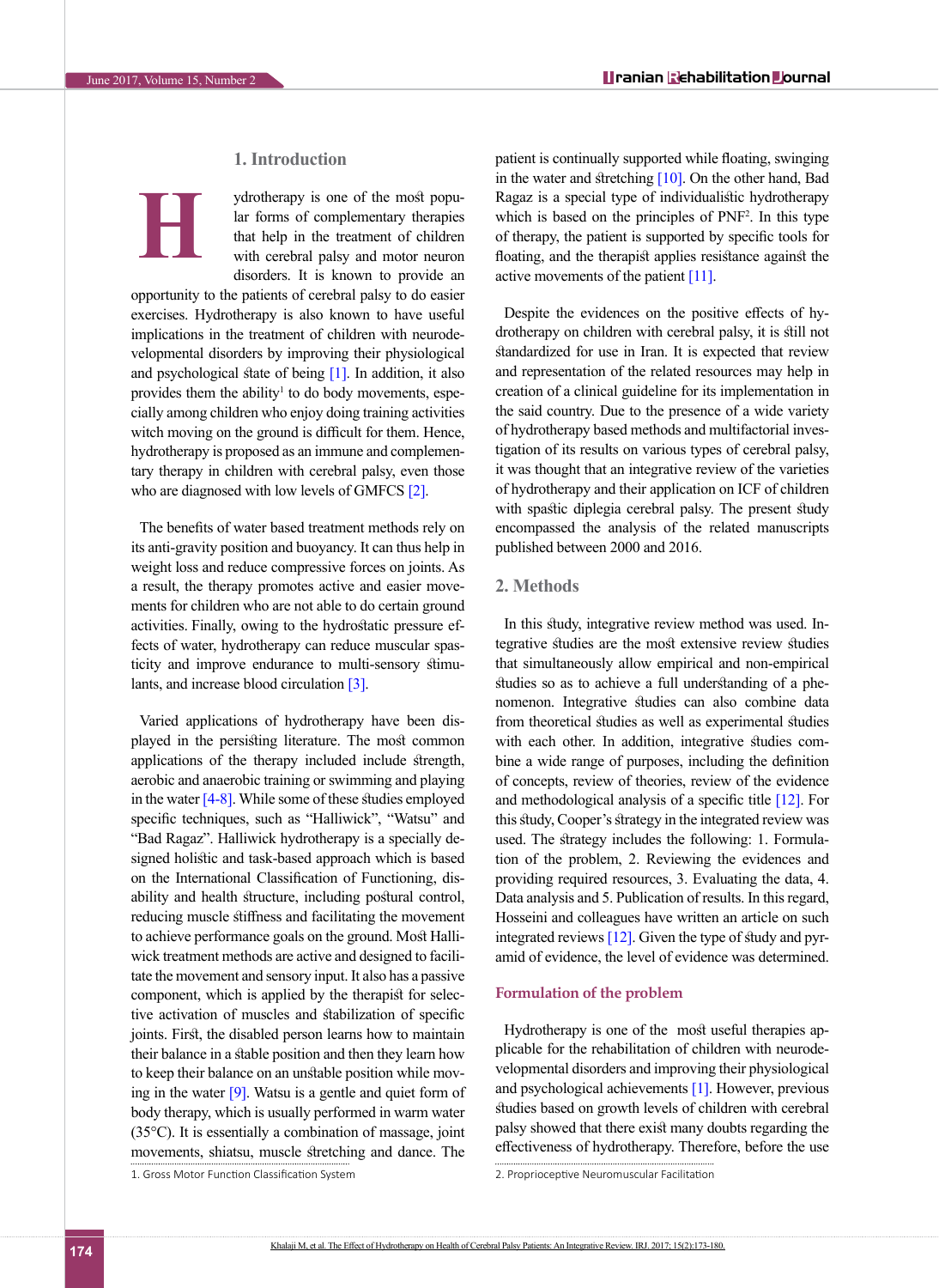## 1. Introduction

Hydrotherapy is one of the most popular forms of complementary therapies that help in the treatment of children with cerebral palsy and motor neuron disorders. It is known to provide an opportunity to the patients of cerebral palsy to do easier exercises. Hydrotherapy is also known to have useful implications in the treatment of children with neurodevelopmental disorders by improving their physiological and psychological state of being [1]. In addition, it also provides them the ability[1] to do body movements, especially among children who enjoy doing training activities witch moving on the ground is difficult for them. Hence, hydrotherapy is proposed as an immune and complementary therapy in children with cerebral palsy, even those who are diagnosed with low levels of GMFCS [2].

The benefits of water based treatment methods rely on its anti-gravity position and buoyancy. It can thus help in weight loss and reduce compressive forces on joints. As a result, the therapy promotes active and easier movements for children who are not able to do certain ground activities. Finally, owing to the hydrostatic pressure effects of water, hydrotherapy can reduce muscular spasticity and improve endurance to multi-sensory stimulants, and increase blood circulation [3].

Varied applications of hydrotherapy have been displayed in the persisting literature. The most common applications of the therapy included include strength, aerobic and anaerobic training or swimming and playing in the water [4-8]. While some of these studies employed specific techniques, such as "Halliwick", "Watsu" and "Bad Ragaz". Halliwick hydrotherapy is a specially designed holistic and task-based approach which is based on the International Classification of Functioning, disability and health structure, including postural control, reducing muscle stiffness and facilitating the movement to achieve performance goals on the ground. Most Halliwick treatment methods are active and designed to facilitate the movement and sensory input. It also has a passive component, which is applied by the therapist for selective activation of muscles and stabilization of specific joints. First, the disabled person learns how to maintain their balance in a stable position and then they learn how to keep their balance on an unstable position while moving in the water [9]. Watsu is a gentle and quiet form of body therapy, which is usually performed in warm water (35°C). It is essentially a combination of massage, joint movements, shiatsu, muscle stretching and dance. The patient is continually supported while floating, swinging in the water and stretching [10]. On the other hand, Bad Ragaz is a special type of individualistic hydrotherapy which is based on the principles of PNF[2]. In this type of therapy, the patient is supported by specific tools for floating, and the therapist applies resistance against the active movements of the patient [11].

Despite the evidences on the positive effects of hydrotherapy on children with cerebral palsy, it is still not standardized for use in Iran. It is expected that review and representation of the related resources may help in creation of a clinical guideline for its implementation in the said country. Due to the presence of a wide variety of hydrotherapy based methods and multifactorial investigation of its results on various types of cerebral palsy, it was thought that an integrative review of the varieties of hydrotherapy and their application on ICF of children with spastic diplegia cerebral palsy. The present study encompassed the analysis of the related manuscripts published between 2000 and 2016.

1. Gross Motor Function Classification System

2. Proprioceptive Neuromuscular Facilitation

## 2. Methods

In this study, integrative review method was used. Integrative studies are the most extensive review studies that simultaneously allow empirical and non-empirical studies so as to achieve a full understanding of a phenomenon. Integrative studies can also combine data from theoretical studies as well as experimental studies with each other. In addition, integrative studies combine a wide range of purposes, including the definition of concepts, review of theories, review of the evidence and methodological analysis of a specific title [12]. For this study, Cooper's strategy in the integrated review was used. The strategy includes the following: 1. Formulation of the problem, 2. Reviewing the evidences and providing required resources, 3. Evaluating the data, 4. Data analysis and 5. Publication of results. In this regard, Hosseini and colleagues have written an article on such integrated reviews [12]. Given the type of study and pyramid of evidence, the level of evidence was determined.

### Formulation of the problem

Hydrotherapy is one of the most useful therapies applicable for the rehabilitation of children with neurodevelopmental disorders and improving their physiological and psychological achievements [1]. However, previous studies based on growth levels of children with cerebral palsy showed that there exist many doubts regarding the effectiveness of hydrotherapy. Therefore, before the use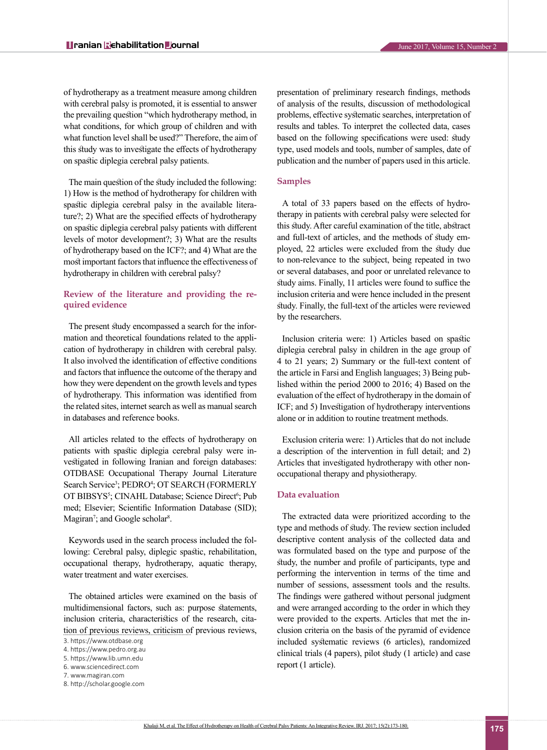of hydrotherapy as a treatment measure among children with cerebral palsy is promoted, it is essential to answer the prevailing question "which hydrotherapy method, in what conditions, for which group of children and with what function level shall be used?" Therefore, the aim of this study was to investigate the effects of hydrotherapy on spastic diplegia cerebral palsy patients.

The main question of the study included the following: 1) How is the method of hydrotherapy for children with spastic diplegia cerebral palsy in the available literature?; 2) What are the specified effects of hydrotherapy on spastic diplegia cerebral palsy patients with different levels of motor development?; 3) What are the results of hydrotherapy based on the ICF?; and 4) What are the most important factors that influence the effectiveness of hydrotherapy in children with cerebral palsy?

## Review of the literature and providing the required evidence

The present study encompassed a search for the information and theoretical foundations related to the application of hydrotherapy in children with cerebral palsy. It also involved the identification of effective conditions and factors that influence the outcome of the therapy and how they were dependent on the growth levels and types of hydrotherapy. This information was identified from the related sites, internet search as well as manual search in databases and reference books.

All articles related to the effects of hydrotherapy on patients with spastic diplegia cerebral palsy were investigated in following Iranian and foreign databases: OTDBASE Occupational Therapy Journal Literature Search Service[3]; PEDRO[4]; OT SEARCH (FORMERLY OT BIBSYS[5]; CINAHL Database; Science Direct[6]; Pub med; Elsevier; Scientific Information Database (SID); Magiran[7]; and Google scholar[8].

Keywords used in the search process included the following: Cerebral palsy, diplegic spastic, rehabilitation, occupational therapy, hydrotherapy, aquatic therapy, water treatment and water exercises.

The obtained articles were examined on the basis of multidimensional factors, such as: purpose statements, inclusion criteria, characteristics of the research, citation of previous reviews, criticism of previous reviews, presentation of preliminary research findings, methods of analysis of the results, discussion of methodological problems, effective systematic searches, interpretation of results and tables. To interpret the collected data, cases based on the following specifications were used: study type, used models and tools, number of samples, date of publication and the number of papers used in this article.

## Samples

A total of 33 papers based on the effects of hydrotherapy in patients with cerebral palsy were selected for this study. After careful examination of the title, abstract and full-text of articles, and the methods of study employed, 22 articles were excluded from the study due to non-relevance to the subject, being repeated in two or several databases, and poor or unrelated relevance to study aims. Finally, 11 articles were found to suffice the inclusion criteria and were hence included in the present study. Finally, the full-text of the articles were reviewed by the researchers.

Inclusion criteria were: 1) Articles based on spastic diplegia cerebral palsy in children in the age group of 4 to 21 years; 2) Summary or the full-text content of the article in Farsi and English languages; 3) Being published within the period 2000 to 2016; 4) Based on the evaluation of the effect of hydrotherapy in the domain of ICF; and 5) Investigation of hydrotherapy interventions alone or in addition to routine treatment methods.

Exclusion criteria were: 1) Articles that do not include a description of the intervention in full detail; and 2) Articles that investigated hydrotherapy with other non-occupational therapy and physiotherapy.

## Data evaluation

The extracted data were prioritized according to the type and methods of study. The review section included descriptive content analysis of the collected data and was formulated based on the type and purpose of the study, the number and profile of participants, type and performing the intervention in terms of the time and number of sessions, assessment tools and the results. The findings were gathered without personal judgment and were arranged according to the order in which they were provided to the experts. Articles that met the inclusion criteria on the basis of the pyramid of evidence included systematic reviews (6 articles), randomized clinical trials (4 papers), pilot study (1 article) and case report (1 article).

3. https://www.otdbase.org
4. https://www.pedro.org.au
5. https://www.lib.umn.edu
6. www.sciencedirect.com
7. www.magiran.com
8. http://scholar.google.com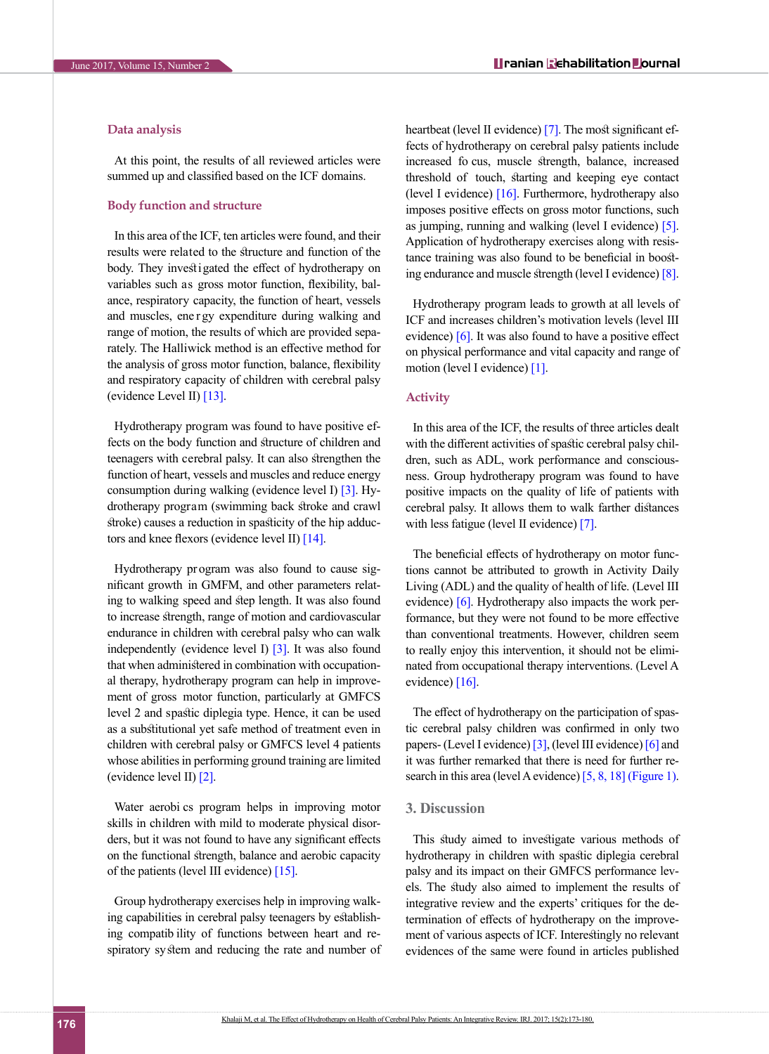### Data analysis

At this point, the results of all reviewed articles were summed up and classified based on the ICF domains.

### Body function and structure

In this area of the ICF, ten articles were found, and their results were related to the structure and function of the body. They investigated the effect of hydrotherapy on variables such as gross motor function, flexibility, balance, respiratory capacity, the function of heart, vessels and muscles, energy expenditure during walking and range of motion, the results of which are provided separately. The Halliwick method is an effective method for the analysis of gross motor function, balance, flexibility and respiratory capacity of children with cerebral palsy (evidence Level II) [13].

Hydrotherapy program was found to have positive effects on the body function and structure of children and teenagers with cerebral palsy. It can also strengthen the function of heart, vessels and muscles and reduce energy consumption during walking (evidence level I) [3]. Hydrotherapy program (swimming back stroke and crawl stroke) causes a reduction in spasticity of the hip adductors and knee flexors (evidence level II) [14].

Hydrotherapy program was also found to cause significant growth in GMFM, and other parameters relating to walking speed and step length. It was also found to increase strength, range of motion and cardiovascular endurance in children with cerebral palsy who can walk independently (evidence level I) [3]. It was also found that when administered in combination with occupational therapy, hydrotherapy program can help in improvement of gross motor function, particularly at GMFCS level 2 and spastic diplegia type. Hence, it can be used as a substitutional yet safe method of treatment even in children with cerebral palsy or GMFCS level 4 patients whose abilities in performing ground training are limited (evidence level II) [2].

Water aerobics program helps in improving motor skills in children with mild to moderate physical disorders, but it was not found to have any significant effects on the functional strength, balance and aerobic capacity of the patients (level III evidence) [15].

Group hydrotherapy exercises help in improving walking capabilities in cerebral palsy teenagers by establishing compatibility of functions between heart and respiratory system and reducing the rate and number of heartbeat (level II evidence) [7]. The most significant effects of hydrotherapy on cerebral palsy patients include increased fo cus, muscle strength, balance, increased threshold of touch, starting and keeping eye contact (level I evidence) [16]. Furthermore, hydrotherapy also imposes positive effects on gross motor functions, such as jumping, running and walking (level I evidence) [5]. Application of hydrotherapy exercises along with resistance training was also found to be beneficial in boosting endurance and muscle strength (level I evidence) [8].

Hydrotherapy program leads to growth at all levels of ICF and increases children's motivation levels (level III evidence) [6]. It was also found to have a positive effect on physical performance and vital capacity and range of motion (level I evidence) [1].

### Activity

In this area of the ICF, the results of three articles dealt with the different activities of spastic cerebral palsy children, such as ADL, work performance and consciousness. Group hydrotherapy program was found to have positive impacts on the quality of life of patients with cerebral palsy. It allows them to walk farther distances with less fatigue (level II evidence) [7].

The beneficial effects of hydrotherapy on motor functions cannot be attributed to growth in Activity Daily Living (ADL) and the quality of health of life. (Level III evidence) [6]. Hydrotherapy also impacts the work performance, but they were not found to be more effective than conventional treatments. However, children seem to really enjoy this intervention, it should not be eliminated from occupational therapy interventions. (Level A evidence) [16].

The effect of hydrotherapy on the participation of spastic cerebral palsy children was confirmed in only two papers- (Level I evidence) [3], (level III evidence) [6] and it was further remarked that there is need for further research in this area (level A evidence) [5, 8, 18] (Figure 1).

## 3. Discussion

This study aimed to investigate various methods of hydrotherapy in children with spastic diplegia cerebral palsy and its impact on their GMFCS performance levels. The study also aimed to implement the results of integrative review and the experts' critiques for the determination of effects of hydrotherapy on the improvement of various aspects of ICF. Interestingly no relevant evidences of the same were found in articles published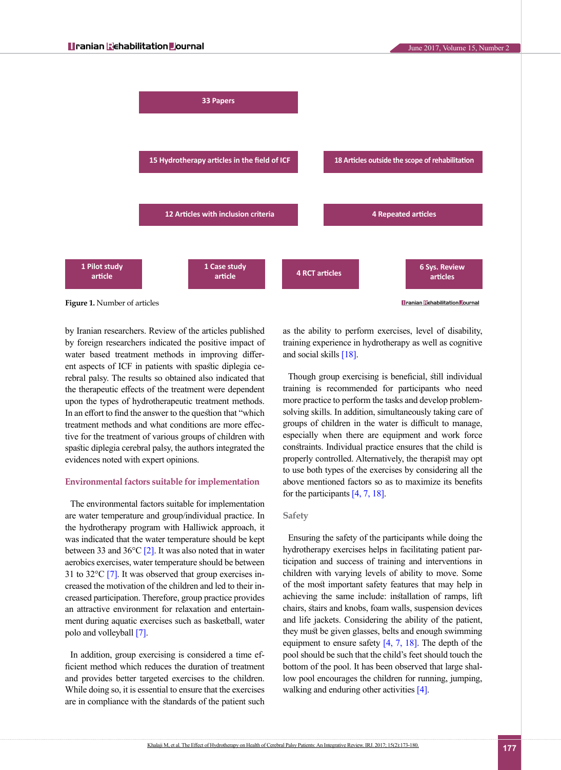33 Papers

15 Hydrotherapy articles in the field of ICF

18 Articles outside the scope of rehabilitation

12 Articles with inclusion criteria

4 Repeated articles

1 Pilot study article

1 Case study article

4 RCT articles

6 Sys. Review articles

**Figure 1.** Number of articles

by Iranian researchers. Review of the articles published by foreign researchers indicated the positive impact of water based treatment methods in improving different aspects of ICF in patients with spastic diplegia cerebral palsy. The results so obtained also indicated that the therapeutic effects of the treatment were dependent upon the types of hydrotherapeutic treatment methods. In an effort to find the answer to the question that "which treatment methods and what conditions are more effective for the treatment of various groups of children with spastic diplegia cerebral palsy, the authors integrated the evidences noted with expert opinions.

## Environmental factors suitable for implementation

The environmental factors suitable for implementation are water temperature and group/individual practice. In the hydrotherapy program with Halliwick approach, it was indicated that the water temperature should be kept between 33 and 36°C [2]. It was also noted that in water aerobics exercises, water temperature should be between 31 to 32°C [7]. It was observed that group exercises increased the motivation of the children and led to their increased participation. Therefore, group practice provides an attractive environment for relaxation and entertainment during aquatic exercises such as basketball, water polo and volleyball [7].

In addition, group exercising is considered a time efficient method which reduces the duration of treatment and provides better targeted exercises to the children. While doing so, it is essential to ensure that the exercises are in compliance with the standards of the patient such as the ability to perform exercises, level of disability, training experience in hydrotherapy as well as cognitive and social skills [18].

Though group exercising is beneficial, still individual training is recommended for participants who need more practice to perform the tasks and develop problem-solving skills. In addition, simultaneously taking care of groups of children in the water is difficult to manage, especially when there are equipment and work force constraints. Individual practice ensures that the child is properly controlled. Alternatively, the therapist may opt to use both types of the exercises by considering all the above mentioned factors so as to maximize its benefits for the participants [4, 7, 18].

### Safety

Ensuring the safety of the participants while doing the hydrotherapy exercises helps in facilitating patient participation and success of training and interventions in children with varying levels of ability to move. Some of the most important safety features that may help in achieving the same include: installation of ramps, lift chairs, stairs and knobs, foam walls, suspension devices and life jackets. Considering the ability of the patient, they must be given glasses, belts and enough swimming equipment to ensure safety [4, 7, 18]. The depth of the pool should be such that the child's feet should touch the bottom of the pool. It has been observed that large shallow pool encourages the children for running, jumping, walking and enduring other activities [4].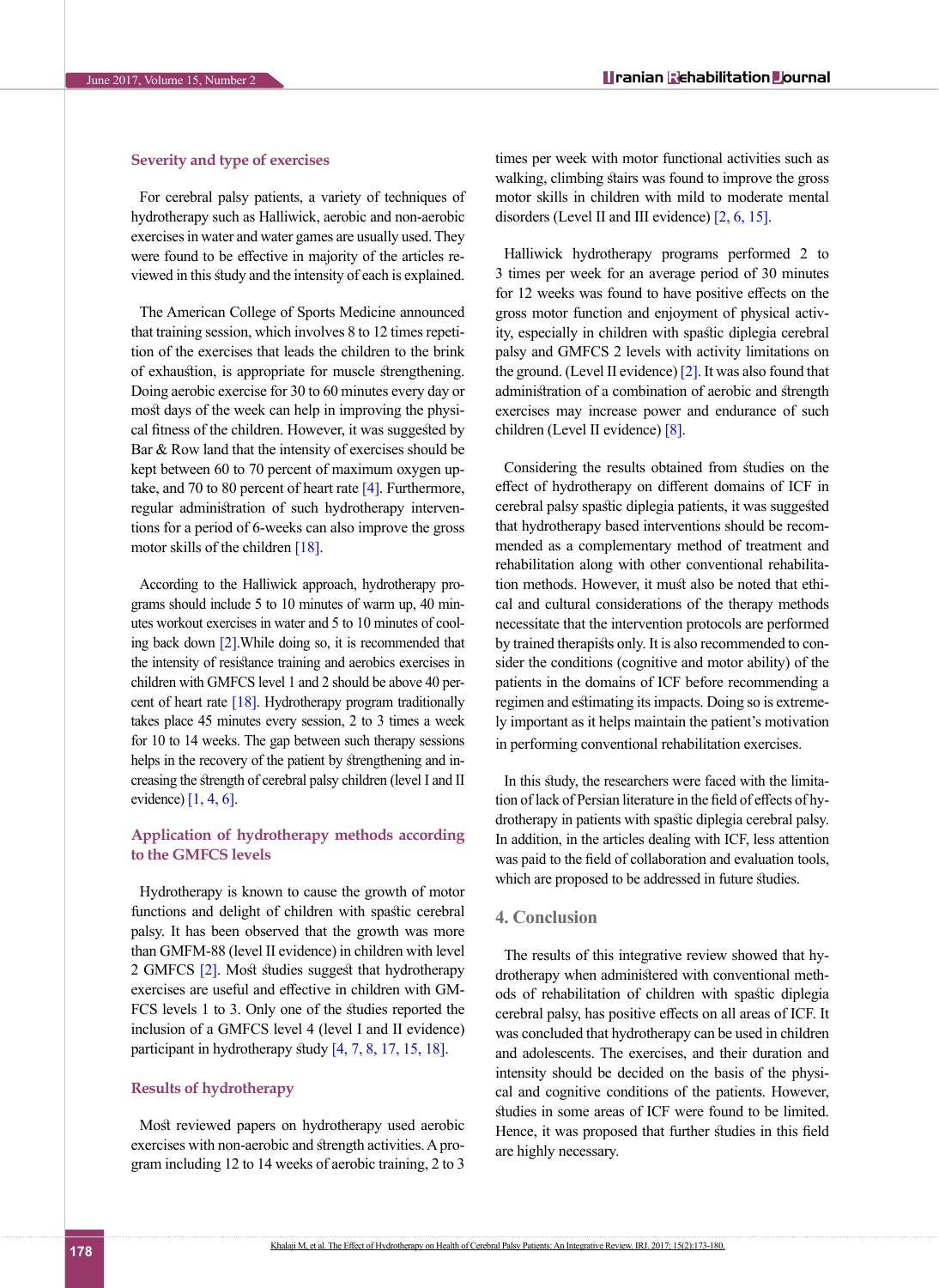### Severity and type of exercises

For cerebral palsy patients, a variety of techniques of hydrotherapy such as Halliwick, aerobic and non-aerobic exercises in water and water games are usually used. They were found to be effective in majority of the articles reviewed in this study and the intensity of each is explained.

The American College of Sports Medicine announced that training session, which involves 8 to 12 times repetition of the exercises that leads the children to the brink of exhaustion, is appropriate for muscle strengthening. Doing aerobic exercise for 30 to 60 minutes every day or most days of the week can help in improving the physical fitness of the children. However, it was suggested by Bar & Row land that the intensity of exercises should be kept between 60 to 70 percent of maximum oxygen uptake, and 70 to 80 percent of heart rate [4]. Furthermore, regular administration of such hydrotherapy interventions for a period of 6-weeks can also improve the gross motor skills of the children [18].

According to the Halliwick approach, hydrotherapy programs should include 5 to 10 minutes of warm up, 40 minutes workout exercises in water and 5 to 10 minutes of cooling back down [2].While doing so, it is recommended that the intensity of resistance training and aerobics exercises in children with GMFCS level 1 and 2 should be above 40 percent of heart rate [18]. Hydrotherapy program traditionally takes place 45 minutes every session, 2 to 3 times a week for 10 to 14 weeks. The gap between such therapy sessions helps in the recovery of the patient by strengthening and increasing the strength of cerebral palsy children (level I and II evidence) [1, 4, 6].

### Application of hydrotherapy methods according to the GMFCS levels

Hydrotherapy is known to cause the growth of motor functions and delight of children with spastic cerebral palsy. It has been observed that the growth was more than GMFM-88 (level II evidence) in children with level 2 GMFCS [2]. Most studies suggest that hydrotherapy exercises are useful and effective in children with GMFCS levels 1 to 3. Only one of the studies reported the inclusion of a GMFCS level 4 (level I and II evidence) participant in hydrotherapy study [4, 7, 8, 17, 15, 18].

### Results of hydrotherapy

Most reviewed papers on hydrotherapy used aerobic exercises with non-aerobic and strength activities. A program including 12 to 14 weeks of aerobic training, 2 to 3 times per week with motor functional activities such as walking, climbing stairs was found to improve the gross motor skills in children with mild to moderate mental disorders (Level II and III evidence) [2, 6, 15].

Halliwick hydrotherapy programs performed 2 to 3 times per week for an average period of 30 minutes for 12 weeks was found to have positive effects on the gross motor function and enjoyment of physical activity, especially in children with spastic diplegia cerebral palsy and GMFCS 2 levels with activity limitations on the ground. (Level II evidence) [2]. It was also found that administration of a combination of aerobic and strength exercises may increase power and endurance of such children (Level II evidence) [8].

Considering the results obtained from studies on the effect of hydrotherapy on different domains of ICF in cerebral palsy spastic diplegia patients, it was suggested that hydrotherapy based interventions should be recommended as a complementary method of treatment and rehabilitation along with other conventional rehabilitation methods. However, it must also be noted that ethical and cultural considerations of the therapy methods necessitate that the intervention protocols are performed by trained therapists only. It is also recommended to consider the conditions (cognitive and motor ability) of the patients in the domains of ICF before recommending a regimen and estimating its impacts. Doing so is extremely important as it helps maintain the patient's motivation in performing conventional rehabilitation exercises.

In this study, the researchers were faced with the limitation of lack of Persian literature in the field of effects of hydrotherapy in patients with spastic diplegia cerebral palsy. In addition, in the articles dealing with ICF, less attention was paid to the field of collaboration and evaluation tools, which are proposed to be addressed in future studies.

## 4. Conclusion

The results of this integrative review showed that hydrotherapy when administered with conventional methods of rehabilitation of children with spastic diplegia cerebral palsy, has positive effects on all areas of ICF. It was concluded that hydrotherapy can be used in children and adolescents. The exercises, and their duration and intensity should be decided on the basis of the physical and cognitive conditions of the patients. However, studies in some areas of ICF were found to be limited. Hence, it was proposed that further studies in this field are highly necessary.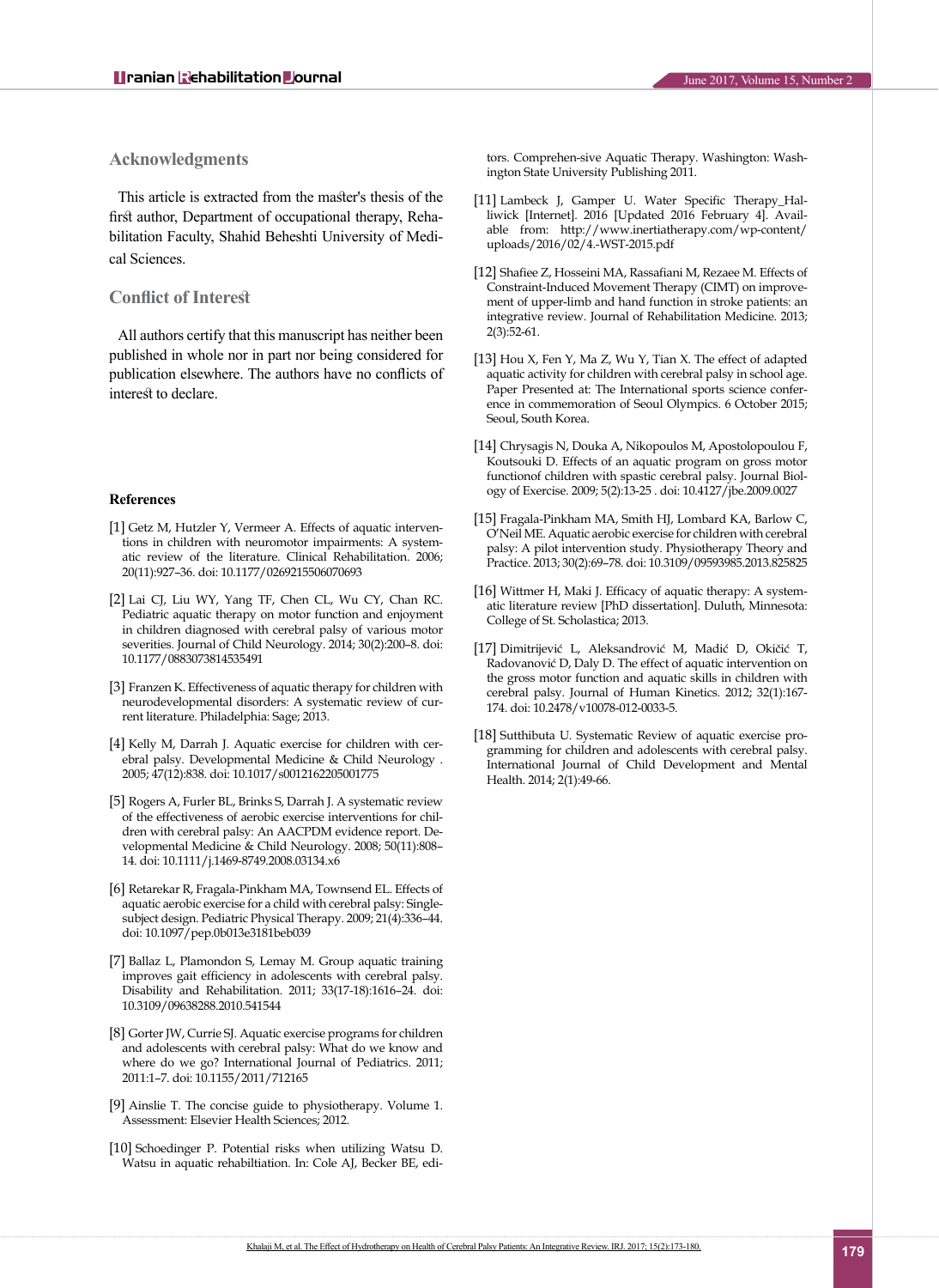## Acknowledgments

This article is extracted from the master's thesis of the first author, Department of occupational therapy, Rehabilitation Faculty, Shahid Beheshti University of Medical Sciences.

## Conflict of Interest

All authors certify that this manuscript has neither been published in whole nor in part nor being considered for publication elsewhere. The authors have no conflicts of interest to declare.

### References

[1] Getz M, Hutzler Y, Vermeer A. Effects of aquatic interventions in children with neuromotor impairments: A systematic review of the literature. Clinical Rehabilitation. 2006; 20(11):927–36. doi: 10.1177/0269215506070693

[2] Lai CJ, Liu WY, Yang TF, Chen CL, Wu CY, Chan RC. Pediatric aquatic therapy on motor function and enjoyment in children diagnosed with cerebral palsy of various motor severities. Journal of Child Neurology. 2014; 30(2):200–8. doi: 10.1177/0883073814535491

[3] Franzen K. Effectiveness of aquatic therapy for children with neurodevelopmental disorders: A systematic review of current literature. Philadelphia: Sage; 2013.

[4] Kelly M, Darrah J. Aquatic exercise for children with cerebral palsy. Developmental Medicine & Child Neurology . 2005; 47(12):838. doi: 10.1017/s0012162205001775

[5] Rogers A, Furler BL, Brinks S, Darrah J. A systematic review of the effectiveness of aerobic exercise interventions for children with cerebral palsy: An AACPDM evidence report. Developmental Medicine & Child Neurology. 2008; 50(11):808–14. doi: 10.1111/j.1469-8749.2008.03134.x6

[6] Retarekar R, Fragala-Pinkham MA, Townsend EL. Effects of aquatic aerobic exercise for a child with cerebral palsy: Single-subject design. Pediatric Physical Therapy. 2009; 21(4):336–44. doi: 10.1097/pep.0b013e3181beb039

[7] Ballaz L, Plamondon S, Lemay M. Group aquatic training improves gait efficiency in adolescents with cerebral palsy. Disability and Rehabilitation. 2011; 33(17-18):1616–24. doi: 10.3109/09638288.2010.541544

[8] Gorter JW, Currie SJ. Aquatic exercise programs for children and adolescents with cerebral palsy: What do we know and where do we go? International Journal of Pediatrics. 2011; 2011:1–7. doi: 10.1155/2011/712165

[9] Ainslie T. The concise guide to physiotherapy. Volume 1. Assessment: Elsevier Health Sciences; 2012.

[10] Schoedinger P. Potential risks when utilizing Watsu D. Watsu in aquatic rehabiltiation. In: Cole AJ, Becker BE, editors. Comprehen-sive Aquatic Therapy. Washington: Washington State University Publishing 2011.

[11] Lambeck J, Gamper U. Water Specific Therapy_Halliwick [Internet]. 2016 [Updated 2016 February 4]. Available from: http://www.inertiatherapy.com/wp-content/uploads/2016/02/4.-WST-2015.pdf

[12] Shafiee Z, Hosseini MA, Rassafiani M, Rezaee M. Effects of Constraint-Induced Movement Therapy (CIMT) on improvement of upper-limb and hand function in stroke patients: an integrative review. Journal of Rehabilitation Medicine. 2013; 2(3):52-61.

[13] Hou X, Fen Y, Ma Z, Wu Y, Tian X. The effect of adapted aquatic activity for children with cerebral palsy in school age. Paper Presented at: The International sports science conference in commemoration of Seoul Olympics. 6 October 2015; Seoul, South Korea.

[14] Chrysagis N, Douka A, Nikopoulos M, Apostolopoulou F, Koutsouki D. Effects of an aquatic program on gross motor functionof children with spastic cerebral palsy. Journal Biology of Exercise. 2009; 5(2):13-25 . doi: 10.4127/jbe.2009.0027

[15] Fragala-Pinkham MA, Smith HJ, Lombard KA, Barlow C, O'Neil ME. Aquatic aerobic exercise for children with cerebral palsy: A pilot intervention study. Physiotherapy Theory and Practice. 2013; 30(2):69–78. doi: 10.3109/09593985.2013.825825

[16] Wittmer H, Maki J. Efficacy of aquatic therapy: A systematic literature review [PhD dissertation]. Duluth, Minnesota: College of St. Scholastica; 2013.

[17] Dimitrijević L, Aleksandrović M, Madić D, Okičić T, Radovanović D, Daly D. The effect of aquatic intervention on the gross motor function and aquatic skills in children with cerebral palsy. Journal of Human Kinetics. 2012; 32(1):167-174. doi: 10.2478/v10078-012-0033-5.

[18] Sutthibuta U. Systematic Review of aquatic exercise programming for children and adolescents with cerebral palsy. International Journal of Child Development and Mental Health. 2014; 2(1):49-66.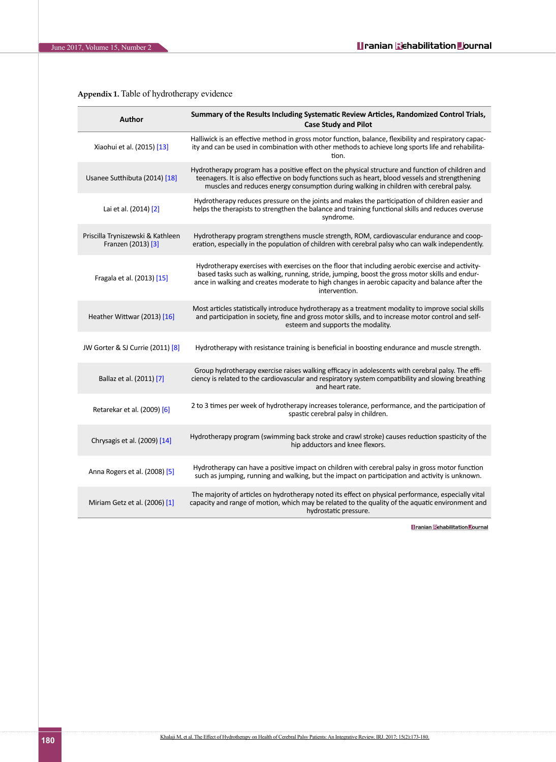**Appendix 1.** Table of hydrotherapy evidence

| Author | Summary of the Results Including Systematic Review Articles, Randomized Control Trials, Case Study and Pilot |
|---|---|
| Xiaohui et al. (2015) [13] | Halliwick is an effective method in gross motor function, balance, flexibility and respiratory capacity and can be used in combination with other methods to achieve long sports life and rehabilitation. |
| Usanee Sutthibuta (2014) [18] | Hydrotherapy program has a positive effect on the physical structure and function of children and teenagers. It is also effective on body functions such as heart, blood vessels and strengthening muscles and reduces energy consumption during walking in children with cerebral palsy. |
| Lai et al. (2014) [2] | Hydrotherapy reduces pressure on the joints and makes the participation of children easier and helps the therapists to strengthen the balance and training functional skills and reduces overuse syndrome. |
| Priscilla Tryniszewski & Kathleen Franzen (2013) [3] | Hydrotherapy program strengthens muscle strength, ROM, cardiovascular endurance and cooperation, especially in the population of children with cerebral palsy who can walk independently. |
| Fragala et al. (2013) [15] | Hydrotherapy exercises with exercises on the floor that including aerobic exercise and activity-based tasks such as walking, running, stride, jumping, boost the gross motor skills and endurance in walking and creates moderate to high changes in aerobic capacity and balance after the intervention. |
| Heather Wittwar (2013) [16] | Most articles statistically introduce hydrotherapy as a treatment modality to improve social skills and participation in society, fine and gross motor skills, and to increase motor control and self-esteem and supports the modality. |
| JW Gorter & SJ Currie (2011) [8] | Hydrotherapy with resistance training is beneficial in boosting endurance and muscle strength. |
| Ballaz et al. (2011) [7] | Group hydrotherapy exercise raises walking efficacy in adolescents with cerebral palsy. The efficiency is related to the cardiovascular and respiratory system compatibility and slowing breathing and heart rate. |
| Retarekar et al. (2009) [6] | 2 to 3 times per week of hydrotherapy increases tolerance, performance, and the participation of spastic cerebral palsy in children. |
| Chrysagis et al. (2009) [14] | Hydrotherapy program (swimming back stroke and crawl stroke) causes reduction spasticity of the hip adductors and knee flexors. |
| Anna Rogers et al. (2008) [5] | Hydrotherapy can have a positive impact on children with cerebral palsy in gross motor function such as jumping, running and walking, but the impact on participation and activity is unknown. |
| Miriam Getz et al. (2006) [1] | The majority of articles on hydrotherapy noted its effect on physical performance, especially vital capacity and range of motion, which may be related to the quality of the aquatic environment and hydrostatic pressure. |

Iranian Rehabilitation Journal